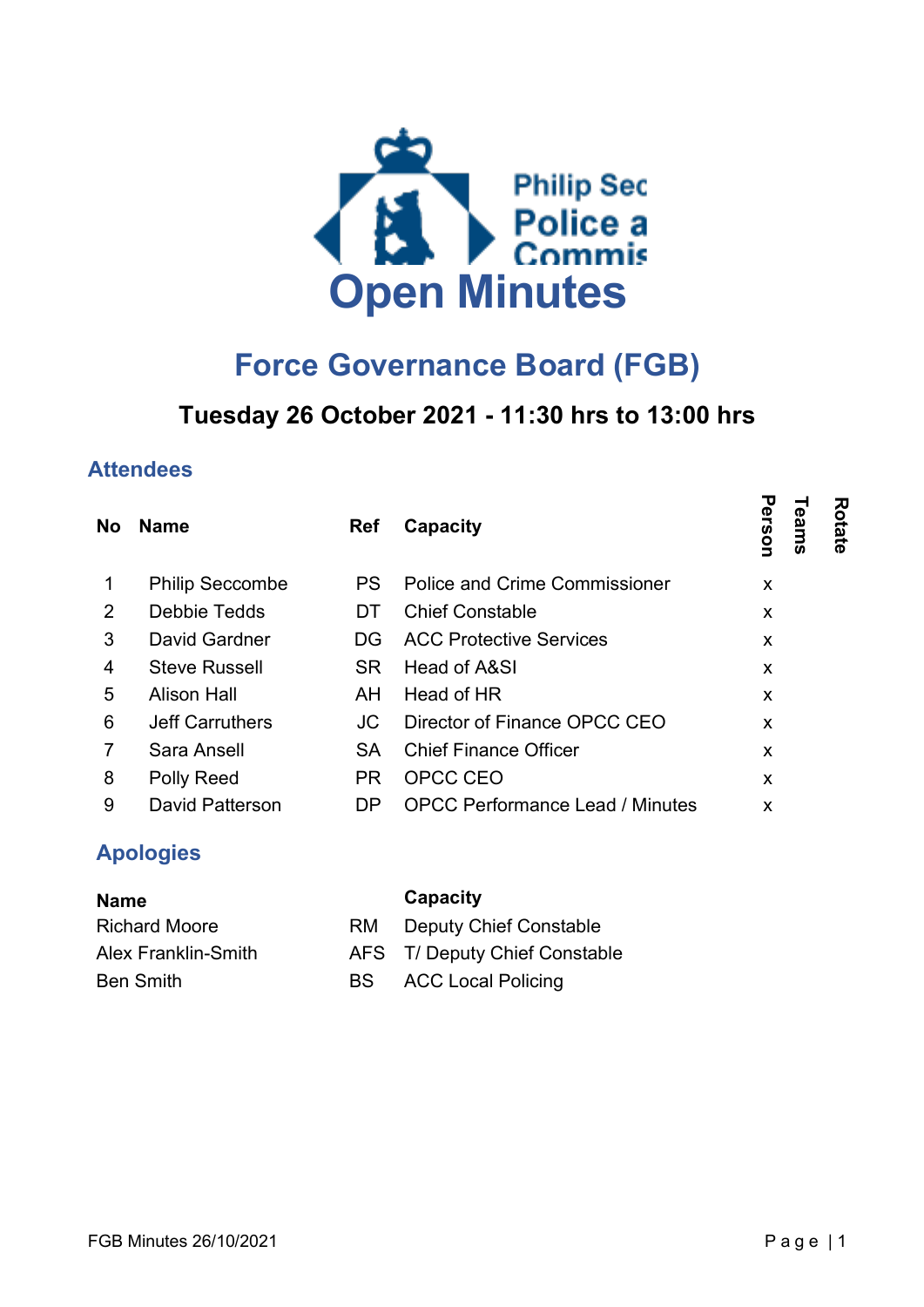Philip Sec
Police a
Commis

# Open Minutes

## Force Governance Board (FGB)

### Tuesday 26 October 2021 - 11:30 hrs to 13:00 hrs

## Attendees

| No | Name | Ref | Capacity | Person | Teams | Rotate |
|---|---|---|---|---|---|---|
| 1 | Philip Seccombe | PS | Police and Crime Commissioner | x | | |
| 2 | Debbie Tedds | DT | Chief Constable | x | | |
| 3 | David Gardner | DG | ACC Protective Services | x | | |
| 4 | Steve Russell | SR | Head of A&SI | x | | |
| 5 | Alison Hall | AH | Head of HR | x | | |
| 6 | Jeff Carruthers | JC | Director of Finance OPCC CEO | x | | |
| 7 | Sara Ansell | SA | Chief Finance Officer | x | | |
| 8 | Polly Reed | PR | OPCC CEO | x | | |
| 9 | David Patterson | DP | OPCC Performance Lead / Minutes | x | | |

## Apologies

| Name | | Capacity |
|---|---|---|
| Richard Moore | RM | Deputy Chief Constable |
| Alex Franklin-Smith | AFS | T/ Deputy Chief Constable |
| Ben Smith | BS | ACC Local Policing |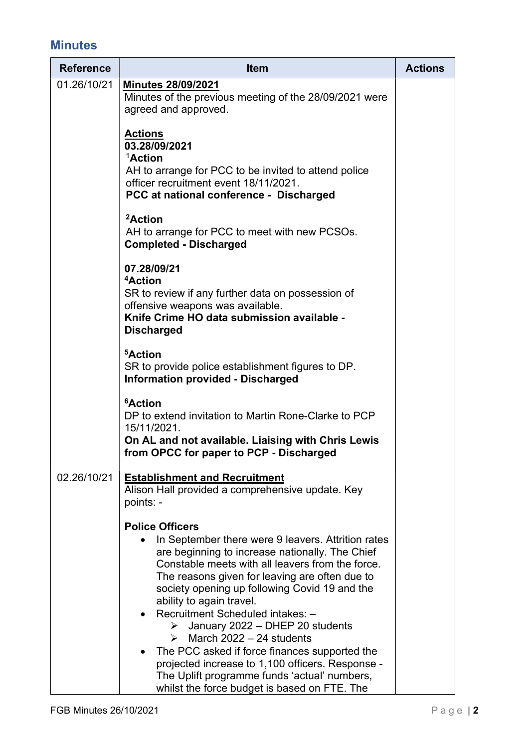## Minutes

| Reference | Item | Actions |
|---|---|---|
| 01.26/10/21 | **Minutes 28/09/2021**<br>Minutes of the previous meeting of the 28/09/2021 were agreed and approved.<br><br>**Actions**<br>**03.28/09/2021**<br>[1]**Action**<br>AH to arrange for PCC to be invited to attend police officer recruitment event 18/11/2021.<br>**PCC at national conference - Discharged**<br><br>[2]**Action**<br>AH to arrange for PCC to meet with new PCSOs.<br>**Completed - Discharged**<br><br>**07.28/09/21**<br>[4]**Action**<br>SR to review if any further data on possession of offensive weapons was available.<br>**Knife Crime HO data submission available - Discharged**<br><br>[5]**Action**<br>SR to provide police establishment figures to DP.<br>**Information provided - Discharged**<br><br>[6]**Action**<br>DP to extend invitation to Martin Rone-Clarke to PCP 15/11/2021.<br>**On AL and not available. Liaising with Chris Lewis from OPCC for paper to PCP - Discharged** | |
| 02.26/10/21 | **Establishment and Recruitment**<br>Alison Hall provided a comprehensive update. Key points: -<br><br>**Police Officers**<br>• In September there were 9 leavers. Attrition rates are beginning to increase nationally. The Chief Constable meets with all leavers from the force. The reasons given for leaving are often due to society opening up following Covid 19 and the ability to again travel.<br>• Recruitment Scheduled intakes: –<br>&nbsp;&nbsp;&nbsp;&nbsp;➢ January 2022 – DHEP 20 students<br>&nbsp;&nbsp;&nbsp;&nbsp;➢ March 2022 – 24 students<br>• The PCC asked if force finances supported the projected increase to 1,100 officers. Response - The Uplift programme funds 'actual' numbers, whilst the force budget is based on FTE. The | |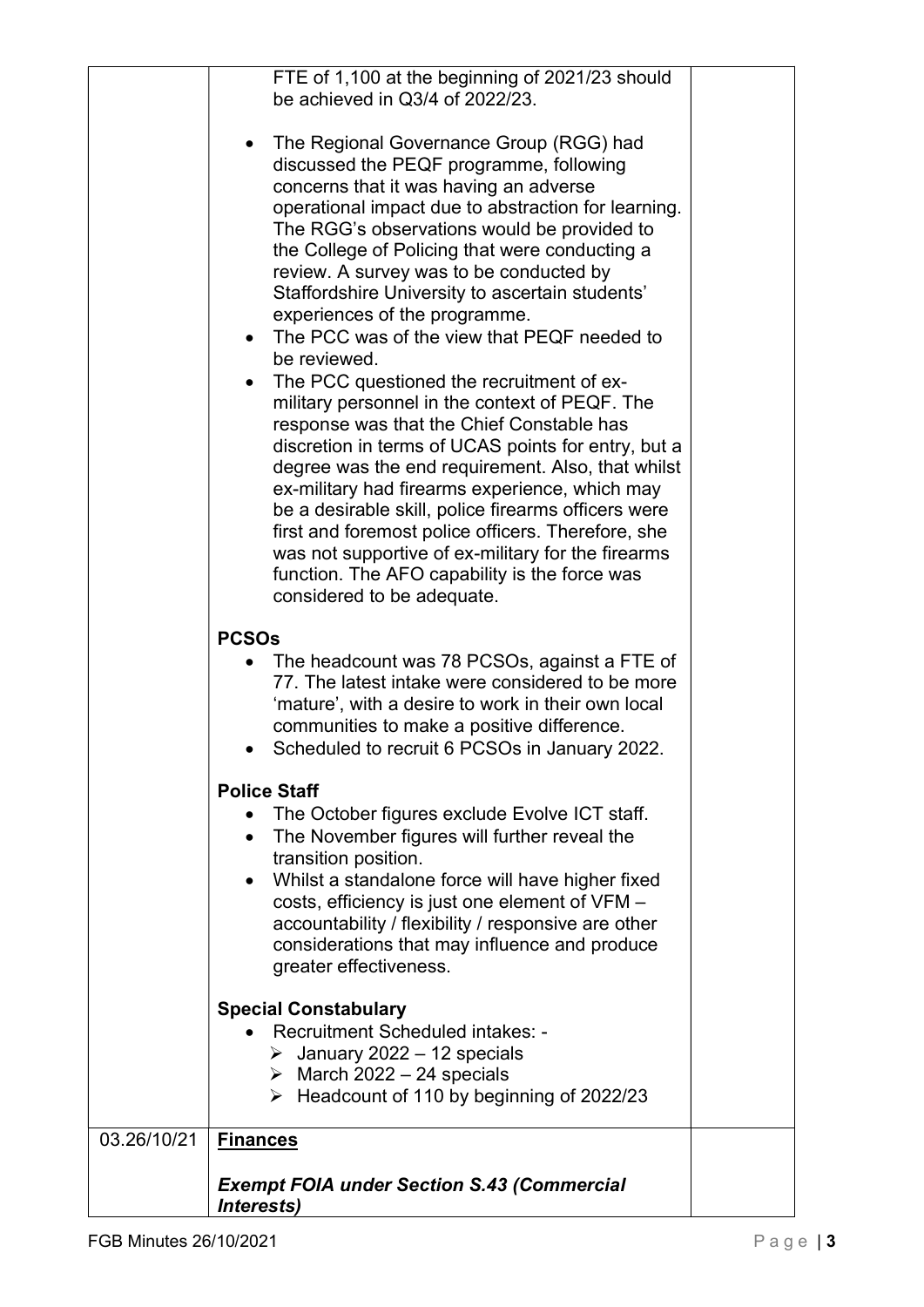| | | |
|---|---|---|
| | FTE of 1,100 at the beginning of 2021/23 should be achieved in Q3/4 of 2022/23.<br><br>• The Regional Governance Group (RGG) had discussed the PEQF programme, following concerns that it was having an adverse operational impact due to abstraction for learning. The RGG's observations would be provided to the College of Policing that were conducting a review. A survey was to be conducted by Staffordshire University to ascertain students' experiences of the programme.<br>• The PCC was of the view that PEQF needed to be reviewed.<br>• The PCC questioned the recruitment of ex-military personnel in the context of PEQF. The response was that the Chief Constable has discretion in terms of UCAS points for entry, but a degree was the end requirement. Also, that whilst ex-military had firearms experience, which may be a desirable skill, police firearms officers were first and foremost police officers. Therefore, she was not supportive of ex-military for the firearms function. The AFO capability is the force was considered to be adequate.<br><br>**PCSOs**<br>• The headcount was 78 PCSOs, against a FTE of 77. The latest intake were considered to be more 'mature', with a desire to work in their own local communities to make a positive difference.<br>• Scheduled to recruit 6 PCSOs in January 2022.<br><br>**Police Staff**<br>• The October figures exclude Evolve ICT staff.<br>• The November figures will further reveal the transition position.<br>• Whilst a standalone force will have higher fixed costs, efficiency is just one element of VFM – accountability / flexibility / responsive are other considerations that may influence and produce greater effectiveness.<br><br>**Special Constabulary**<br>• Recruitment Scheduled intakes: -<br>➢ January 2022 – 12 specials<br>➢ March 2022 – 24 specials<br>➢ Headcount of 110 by beginning of 2022/23 | |
| 03.26/10/21 | **<u>Finances</u>**<br><br>***Exempt FOIA under Section S.43 (Commercial Interests)*** | |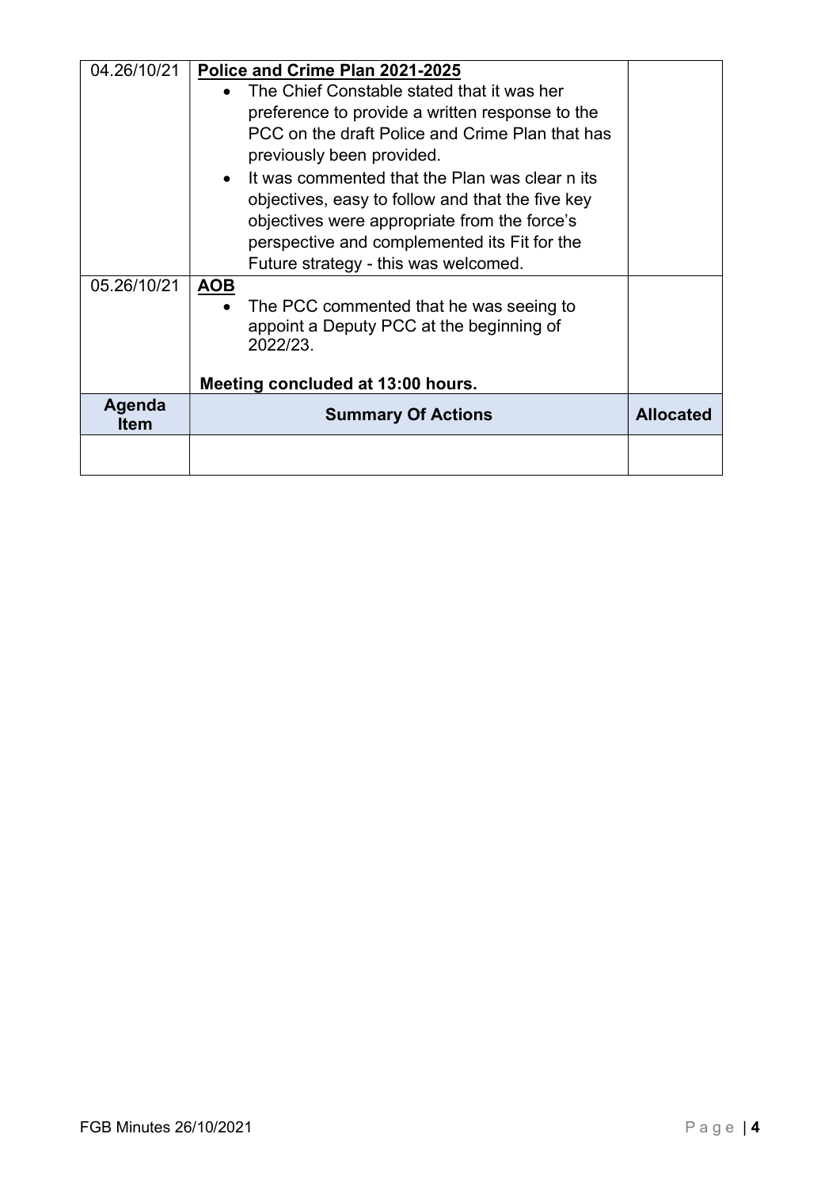| | | |
|---|---|---|
| 04.26/10/21 | **Police and Crime Plan 2021-2025**<br>• The Chief Constable stated that it was her preference to provide a written response to the PCC on the draft Police and Crime Plan that has previously been provided.<br>• It was commented that the Plan was clear n its objectives, easy to follow and that the five key objectives were appropriate from the force's perspective and complemented its Fit for the Future strategy - this was welcomed. | |
| 05.26/10/21 | **AOB**<br>• The PCC commented that he was seeing to appoint a Deputy PCC at the beginning of 2022/23.<br><br>**Meeting concluded at 13:00 hours.** | |
| **Agenda Item** | **Summary Of Actions** | **Allocated** |
| | | |